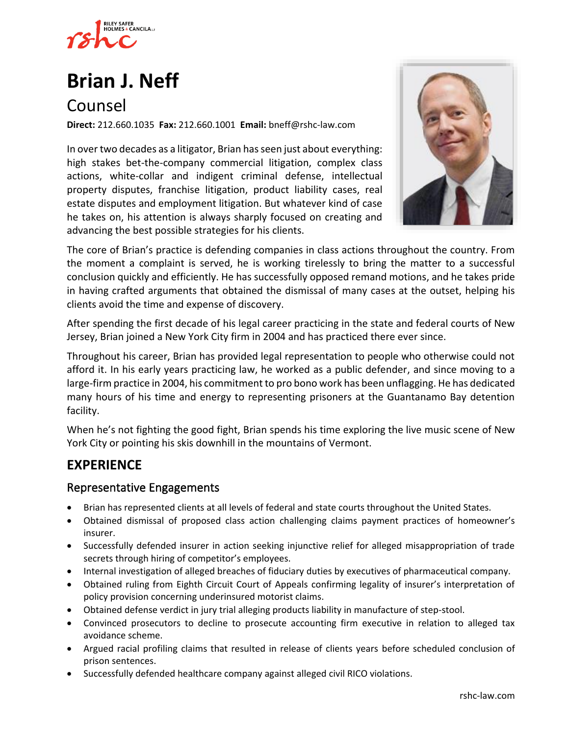# Brian J. Neff

## Counsel

**Direct:** 212.660.1035 **Fax:** 212.660.1001 **Email:** bneff@rshc-law.com

In over two decades as a litigator, Brian has seen just about everything: high stakes bet-the-company commercial litigation, complex class actions, white-collar and indigent criminal defense, intellectual property disputes, franchise litigation, product liability cases, real estate disputes and employment litigation. But whatever kind of case he takes on, his attention is always sharply focused on creating and advancing the best possible strategies for his clients.

The core of Brian's practice is defending companies in class actions throughout the country. From the moment a complaint is served, he is working tirelessly to bring the matter to a successful conclusion quickly and efficiently. He has successfully opposed remand motions, and he takes pride in having crafted arguments that obtained the dismissal of many cases at the outset, helping his clients avoid the time and expense of discovery.

After spending the first decade of his legal career practicing in the state and federal courts of New Jersey, Brian joined a New York City firm in 2004 and has practiced there ever since.

Throughout his career, Brian has provided legal representation to people who otherwise could not afford it. In his early years practicing law, he worked as a public defender, and since moving to a large-firm practice in 2004, his commitment to pro bono work has been unflagging. He has dedicated many hours of his time and energy to representing prisoners at the Guantanamo Bay detention facility.

When he's not fighting the good fight, Brian spends his time exploring the live music scene of New York City or pointing his skis downhill in the mountains of Vermont.

## EXPERIENCE

### Representative Engagements

- Brian has represented clients at all levels of federal and state courts throughout the United States.
- Obtained dismissal of proposed class action challenging claims payment practices of homeowner's insurer.
- Successfully defended insurer in action seeking injunctive relief for alleged misappropriation of trade secrets through hiring of competitor's employees.
- Internal investigation of alleged breaches of fiduciary duties by executives of pharmaceutical company.
- Obtained ruling from Eighth Circuit Court of Appeals confirming legality of insurer's interpretation of policy provision concerning underinsured motorist claims.
- Obtained defense verdict in jury trial alleging products liability in manufacture of step-stool.
- Convinced prosecutors to decline to prosecute accounting firm executive in relation to alleged tax avoidance scheme.
- Argued racial profiling claims that resulted in release of clients years before scheduled conclusion of prison sentences.
- Successfully defended healthcare company against alleged civil RICO violations.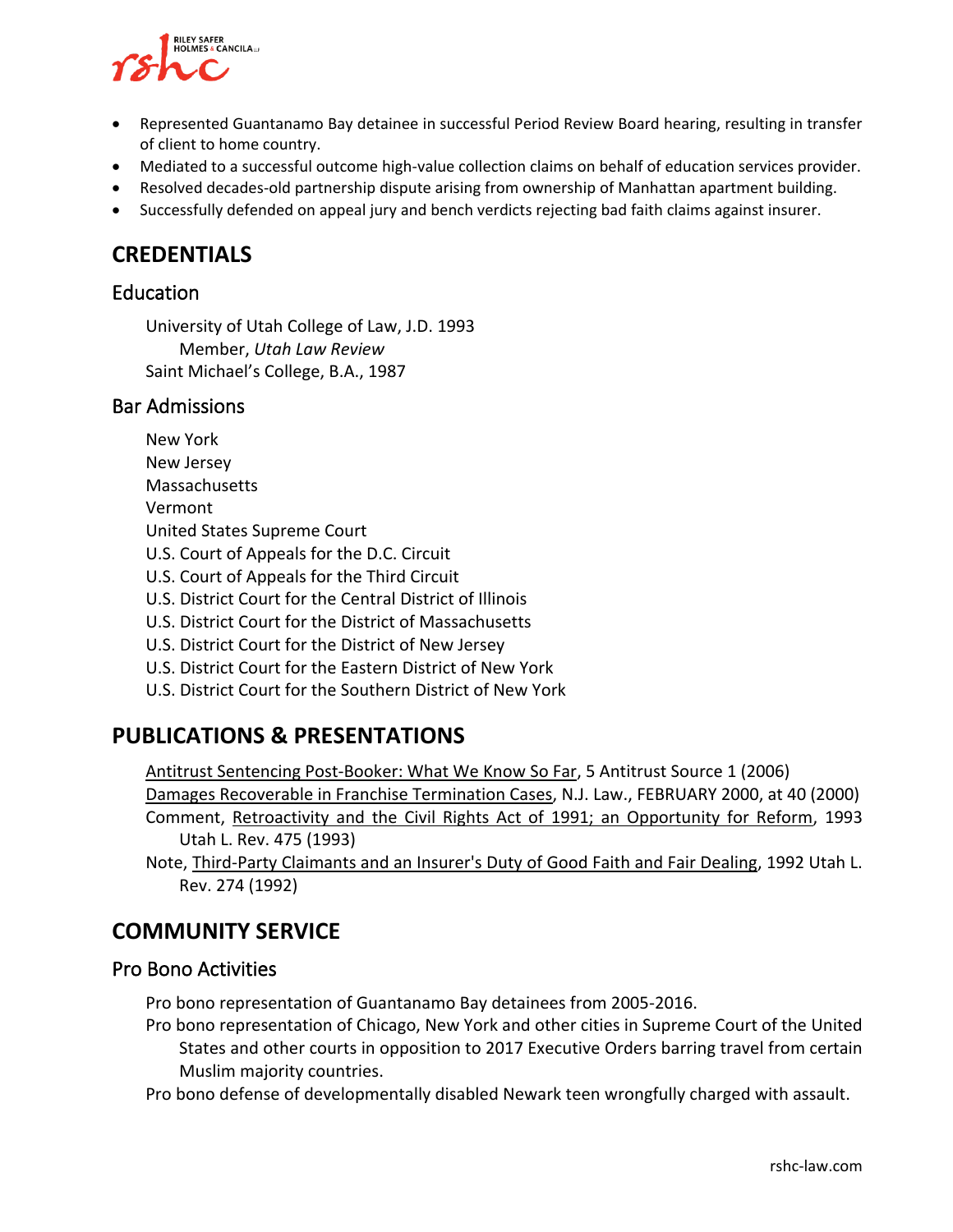- Represented Guantanamo Bay detainee in successful Period Review Board hearing, resulting in transfer of client to home country.
- Mediated to a successful outcome high-value collection claims on behalf of education services provider.
- Resolved decades-old partnership dispute arising from ownership of Manhattan apartment building.
- Successfully defended on appeal jury and bench verdicts rejecting bad faith claims against insurer.

# CREDENTIALS

## Education

University of Utah College of Law, J.D. 1993
Member, *Utah Law Review*
Saint Michael's College, B.A., 1987

## Bar Admissions

New York
New Jersey
Massachusetts
Vermont
United States Supreme Court
U.S. Court of Appeals for the D.C. Circuit
U.S. Court of Appeals for the Third Circuit
U.S. District Court for the Central District of Illinois
U.S. District Court for the District of Massachusetts
U.S. District Court for the District of New Jersey
U.S. District Court for the Eastern District of New York
U.S. District Court for the Southern District of New York

# PUBLICATIONS & PRESENTATIONS

Antitrust Sentencing Post-Booker: What We Know So Far, 5 Antitrust Source 1 (2006)
Damages Recoverable in Franchise Termination Cases, N.J. Law., FEBRUARY 2000, at 40 (2000)
Comment, Retroactivity and the Civil Rights Act of 1991; an Opportunity for Reform, 1993 Utah L. Rev. 475 (1993)
Note, Third-Party Claimants and an Insurer's Duty of Good Faith and Fair Dealing, 1992 Utah L. Rev. 274 (1992)

# COMMUNITY SERVICE

## Pro Bono Activities

Pro bono representation of Guantanamo Bay detainees from 2005-2016.
Pro bono representation of Chicago, New York and other cities in Supreme Court of the United States and other courts in opposition to 2017 Executive Orders barring travel from certain Muslim majority countries.
Pro bono defense of developmentally disabled Newark teen wrongfully charged with assault.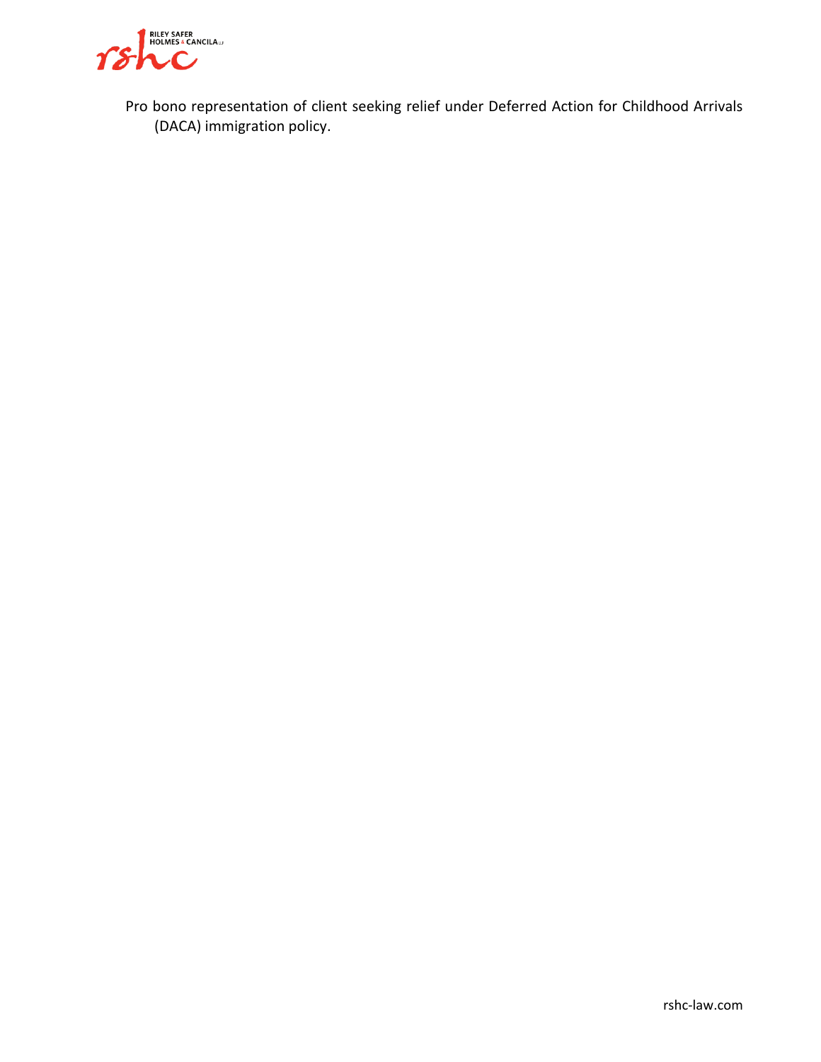Pro bono representation of client seeking relief under Deferred Action for Childhood Arrivals (DACA) immigration policy.